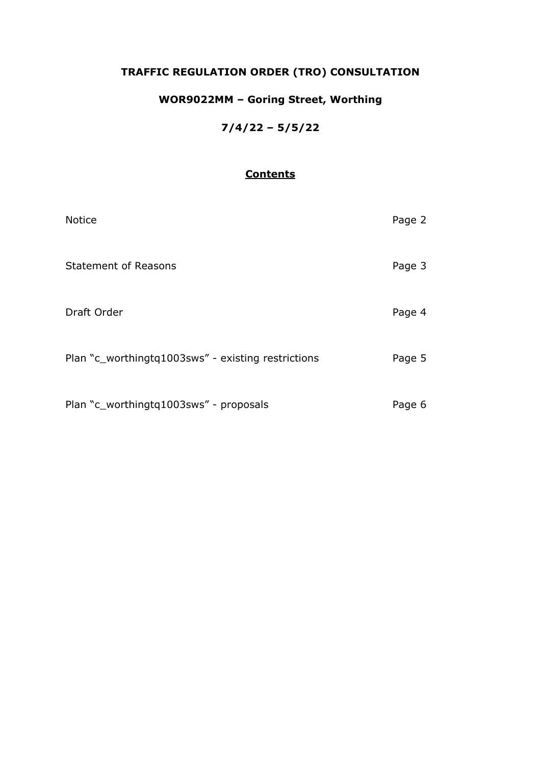# TRAFFIC REGULATION ORDER (TRO) CONSULTATION

## WOR9022MM – Goring Street, Worthing

## 7/4/22 – 5/5/22

### Contents

| | |
|---|---|
| Notice | Page 2 |
| Statement of Reasons | Page 3 |
| Draft Order | Page 4 |
| Plan "c_worthingtq1003sws" - existing restrictions | Page 5 |
| Plan "c_worthingtq1003sws" - proposals | Page 6 |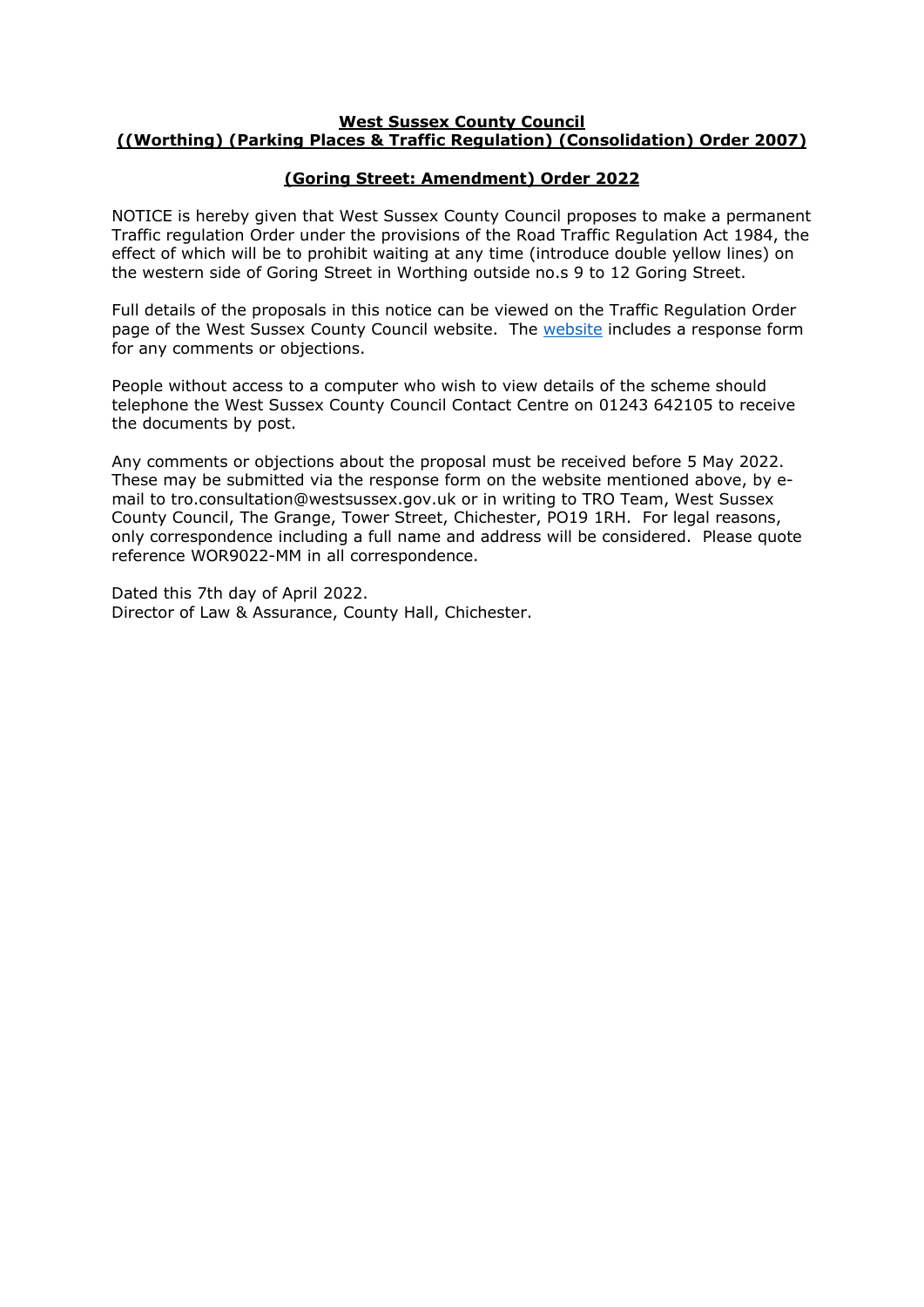**West Sussex County Council**
**((Worthing) (Parking Places & Traffic Regulation) (Consolidation) Order 2007)**

**(Goring Street: Amendment) Order 2022**

NOTICE is hereby given that West Sussex County Council proposes to make a permanent Traffic regulation Order under the provisions of the Road Traffic Regulation Act 1984, the effect of which will be to prohibit waiting at any time (introduce double yellow lines) on the western side of Goring Street in Worthing outside no.s 9 to 12 Goring Street.

Full details of the proposals in this notice can be viewed on the Traffic Regulation Order page of the West Sussex County Council website. The website includes a response form for any comments or objections.

People without access to a computer who wish to view details of the scheme should telephone the West Sussex County Council Contact Centre on 01243 642105 to receive the documents by post.

Any comments or objections about the proposal must be received before 5 May 2022. These may be submitted via the response form on the website mentioned above, by e-mail to tro.consultation@westsussex.gov.uk or in writing to TRO Team, West Sussex County Council, The Grange, Tower Street, Chichester, PO19 1RH. For legal reasons, only correspondence including a full name and address will be considered. Please quote reference WOR9022-MM in all correspondence.

Dated this 7th day of April 2022.
Director of Law & Assurance, County Hall, Chichester.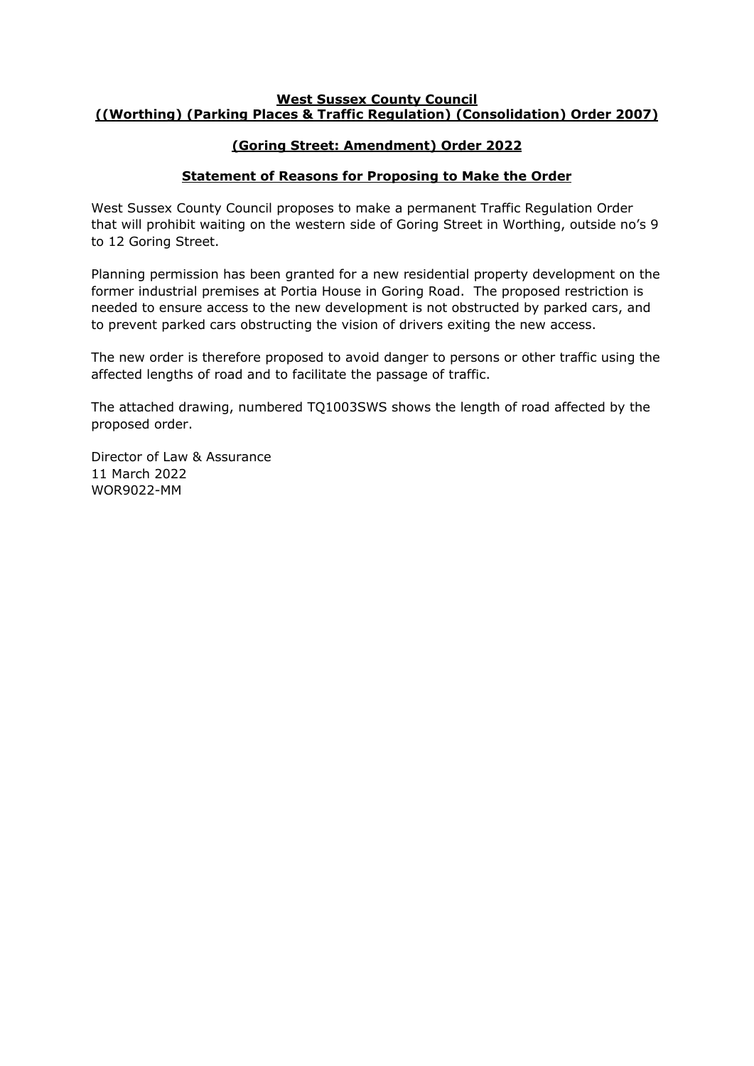**West Sussex County Council**
**((Worthing) (Parking Places & Traffic Regulation) (Consolidation) Order 2007)**

**(Goring Street: Amendment) Order 2022**

**Statement of Reasons for Proposing to Make the Order**

West Sussex County Council proposes to make a permanent Traffic Regulation Order that will prohibit waiting on the western side of Goring Street in Worthing, outside no's 9 to 12 Goring Street.

Planning permission has been granted for a new residential property development on the former industrial premises at Portia House in Goring Road. The proposed restriction is needed to ensure access to the new development is not obstructed by parked cars, and to prevent parked cars obstructing the vision of drivers exiting the new access.

The new order is therefore proposed to avoid danger to persons or other traffic using the affected lengths of road and to facilitate the passage of traffic.

The attached drawing, numbered TQ1003SWS shows the length of road affected by the proposed order.

Director of Law & Assurance
11 March 2022
WOR9022-MM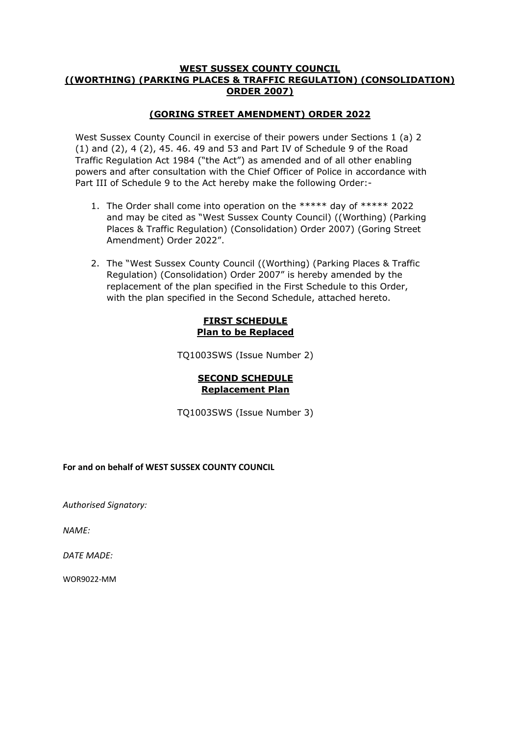# WEST SUSSEX COUNTY COUNCIL
# ((WORTHING) (PARKING PLACES & TRAFFIC REGULATION) (CONSOLIDATION) ORDER 2007)

## (GORING STREET AMENDMENT) ORDER 2022

West Sussex County Council in exercise of their powers under Sections 1 (a) 2 (1) and (2), 4 (2), 45. 46. 49 and 53 and Part IV of Schedule 9 of the Road Traffic Regulation Act 1984 ("the Act") as amended and of all other enabling powers and after consultation with the Chief Officer of Police in accordance with Part III of Schedule 9 to the Act hereby make the following Order:-

1. The Order shall come into operation on the ***** day of ***** 2022 and may be cited as "West Sussex County Council) ((Worthing) (Parking Places & Traffic Regulation) (Consolidation) Order 2007) (Goring Street Amendment) Order 2022".

2. The "West Sussex County Council ((Worthing) (Parking Places & Traffic Regulation) (Consolidation) Order 2007" is hereby amended by the replacement of the plan specified in the First Schedule to this Order, with the plan specified in the Second Schedule, attached hereto.

### FIRST SCHEDULE
### Plan to be Replaced

TQ1003SWS (Issue Number 2)

### SECOND SCHEDULE
### Replacement Plan

TQ1003SWS (Issue Number 3)

**For and on behalf of WEST SUSSEX COUNTY COUNCIL**

*Authorised Signatory:*

*NAME:*

*DATE MADE:*

WOR9022-MM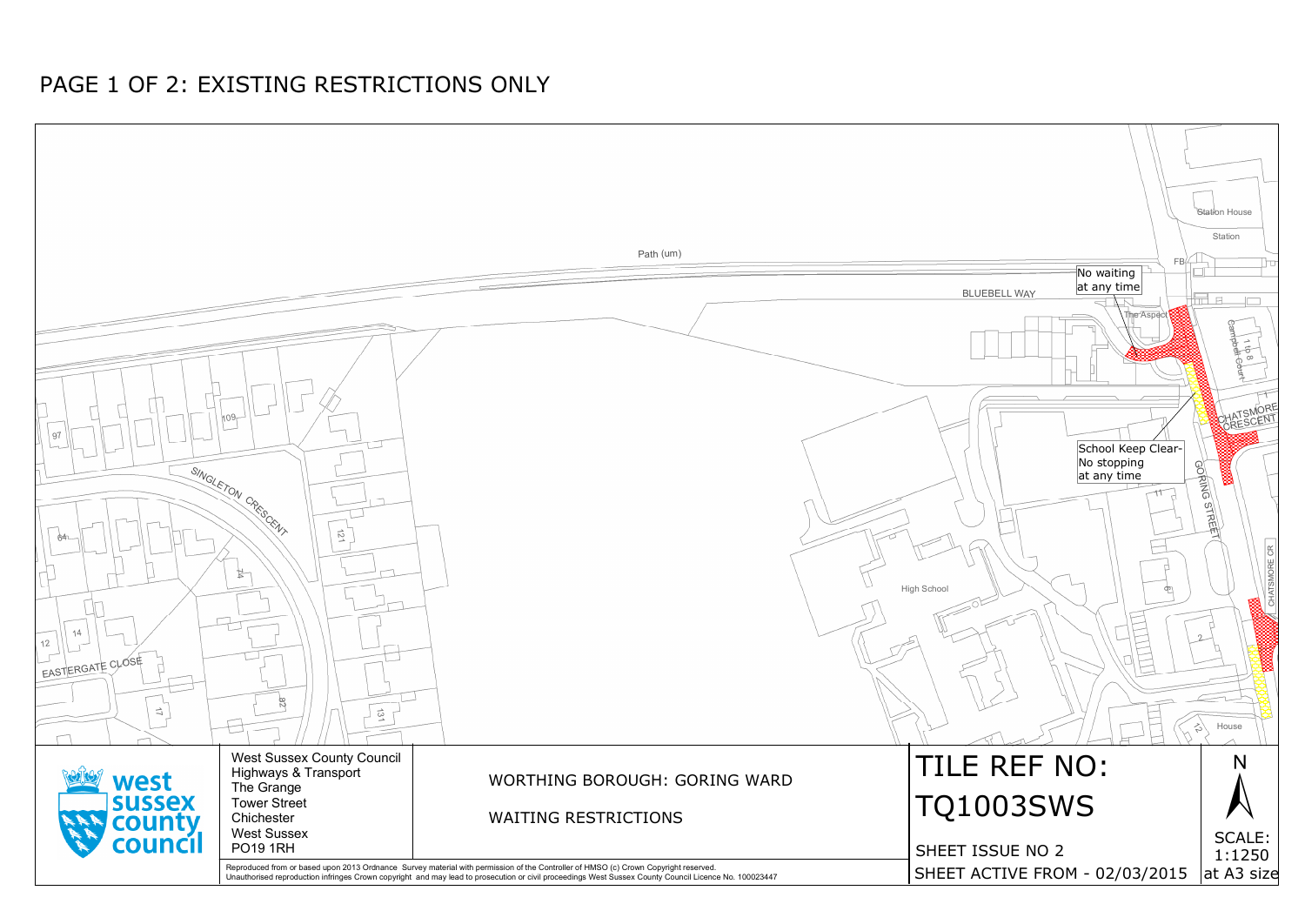# PAGE 1 OF 2: EXISTING RESTRICTIONS ONLY

Path (um)

BLUEBELL WAY

No waiting at any time

The Aspect

Station House

Station

FB

Campbell Court

1 to 8

CHATSMORE CRESCENT

School Keep Clear- No stopping at any time

GORING STREET

CHATSMORE CR

High School

SINGLETON CRESCENT

EASTERGATE CLOSE

97

109

64

121

74

12

14

17

82

131

11

6

2

12

House

West Sussex County Council
Highways & Transport
The Grange
Tower Street
Chichester
West Sussex
PO19 1RH

WORTHING BOROUGH: GORING WARD

WAITING RESTRICTIONS

TILE REF NO:
TQ1003SWS

SHEET ISSUE NO 2

SHEET ACTIVE FROM - 02/03/2015

N

SCALE: 1:1250 at A3 size

Reproduced from or based upon 2013 Ordnance Survey material with permission of the Controller of HMSO (c) Crown Copyright reserved.
Unauthorised reproduction infringes Crown copyright and may lead to prosecution or civil proceedings West Sussex County Council Licence No. 100023447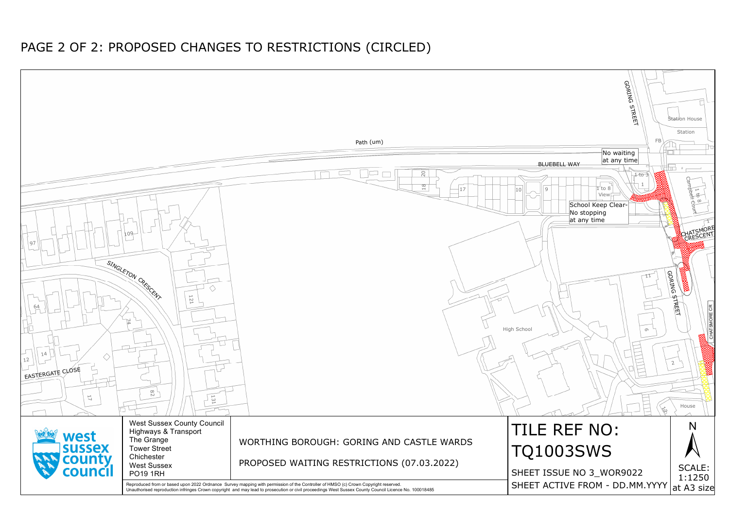# PAGE 2 OF 2: PROPOSED CHANGES TO RESTRICTIONS (CIRCLED)

GORING STREET

Station House

Station

FB

Path (um)

No waiting at any time

BLUEBELL WAY

20

18

17

10

9

1 to 8 View

1 to 3

1

Campbell Court

1 to 8

School Keep Clear-No stopping at any time

CHATSMORE CRESCENT

97

109

SINGLETON CRESCENT

121

64

74

14

12

EASTERGATE CLOSE

17

82

131

High School

11

GORING STREET

CHATSMORE CR

6

2

House

12

West Sussex County Council
Highways & Transport
The Grange
Tower Street
Chichester
West Sussex
PO19 1RH

WORTHING BOROUGH: GORING AND CASTLE WARDS

PROPOSED WAITING RESTRICTIONS (07.03.2022)

TILE REF NO: TQ1003SWS

SHEET ISSUE NO 3_WOR9022

SHEET ACTIVE FROM - DD.MM.YYYY

N

SCALE: 1:1250 at A3 size

Reproduced from or based upon 2022 Ordnance Survey mapping with permission of the Controller of HMSO (c) Crown Copyright reserved.
Unauthorised reproduction infringes Crown copyright and may lead to prosecution or civil proceedings West Sussex County Council Licence No. 100018485